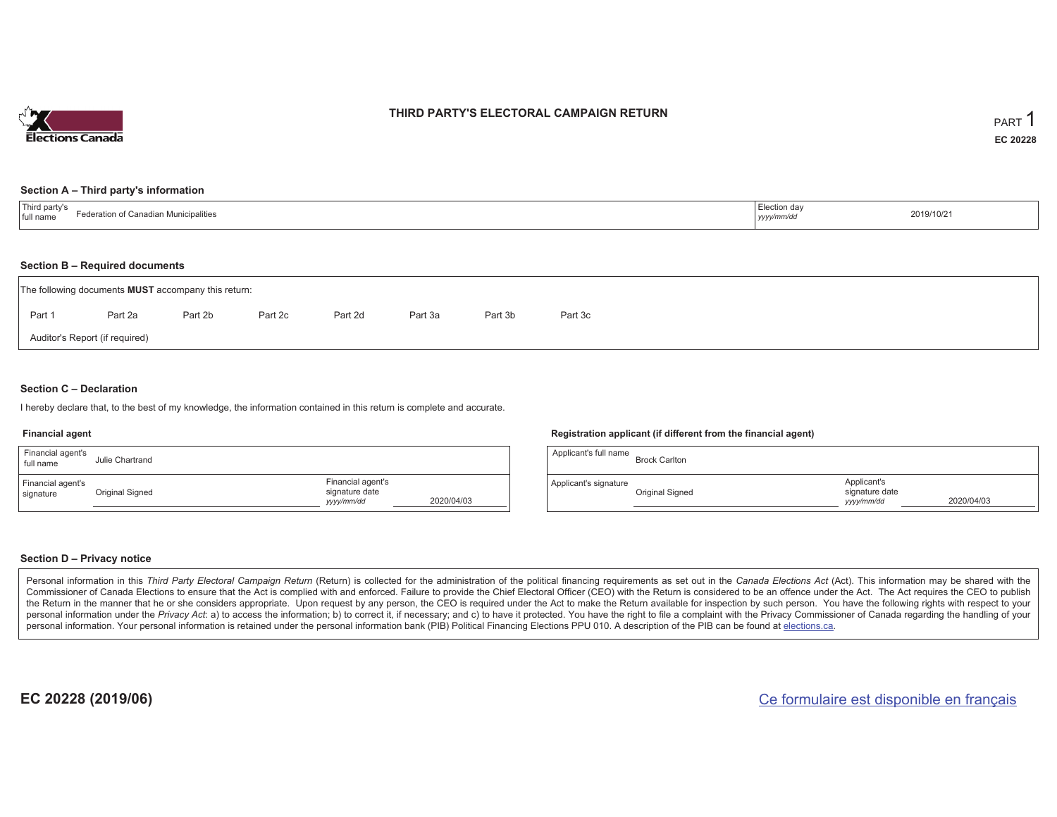Elections Canada

# THIRD PARTY'S ELECTORAL CAMPAIGN RETURN

PART 1

**EC 20228**

## Section A – Third party's information

| Third party's full name | Federation of Canadian Municipalities | Election day *yyyy/mm/dd* | 2019/10/21 |
|---|---|---|---|

## Section B – Required documents

The following documents **MUST** accompany this return:

Part 1 Part 2a Part 2b Part 2c Part 2d Part 3a Part 3b Part 3c

Auditor's Report (if required)

## Section C – Declaration

I hereby declare that, to the best of my knowledge, the information contained in this return is complete and accurate.

**Financial agent**

| Financial agent's full name | Julie Chartrand | | |
|---|---|---|---|
| Financial agent's signature | Original Signed | Financial agent's signature date *yyyy/mm/dd* | 2020/04/03 |

**Registration applicant (if different from the financial agent)**

| Applicant's full name | Brock Carlton | | |
|---|---|---|---|
| Applicant's signature | Original Signed | Applicant's signature date *yyyy/mm/dd* | 2020/04/03 |

## Section D – Privacy notice

Personal information in this *Third Party Electoral Campaign Return* (Return) is collected for the administration of the political financing requirements as set out in the *Canada Elections Act* (Act). This information may be shared with the Commissioner of Canada Elections to ensure that the Act is complied with and enforced. Failure to provide the Chief Electoral Officer (CEO) with the Return is considered to be an offence under the Act. The Act requires the CEO to publish the Return in the manner that he or she considers appropriate. Upon request by any person, the CEO is required under the Act to make the Return available for inspection by such person. You have the following rights with respect to your personal information under the *Privacy Act*: a) to access the information; b) to correct it, if necessary; and c) to have it protected. You have the right to file a complaint with the Privacy Commissioner of Canada regarding the handling of your personal information. Your personal information is retained under the personal information bank (PIB) Political Financing Elections PPU 010. A description of the PIB can be found at elections.ca.

**EC 20228 (2019/06)**

Ce formulaire est disponible en français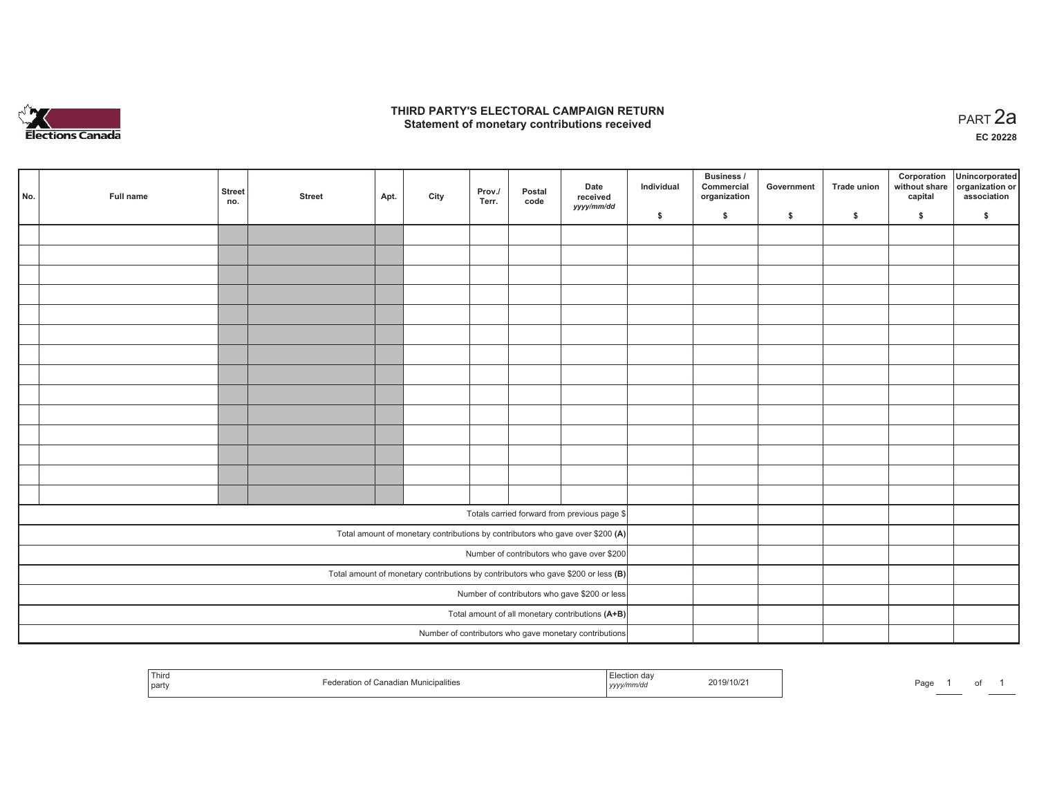# THIRD PARTY'S ELECTORAL CAMPAIGN RETURN
## Statement of monetary contributions received

PART 2a

**EC 20228**

| No. | Full name | Street no. | Street | Apt. | City | Prov./ Terr. | Postal code | Date received *yyyy/mm/dd* | Individual $ | Business / Commercial organization $ | Government $ | Trade union $ | Corporation without share capital $ | Unincorporated organization or association $ |
|---|---|---|---|---|---|---|---|---|---|---|---|---|---|---|
| | | | | | | | | | | | | | | |
| | | | | | | | | | | | | | | |
| | | | | | | | | | | | | | | |
| | | | | | | | | | | | | | | |
| | | | | | | | | | | | | | | |
| | | | | | | | | | | | | | | |
| | | | | | | | | | | | | | | |
| | | | | | | | | | | | | | | |
| | | | | | | | | | | | | | | |
| | | | | | | | | | | | | | | |
| | | | | | | | | | | | | | | |
| | | | | | | | | | | | | | | |
| | | | | | | | | | | | | | | |
| | | | | | | | | | | | | | | |
| Totals carried forward from previous page $ | | | | | | | | | | | | | | |
| Total amount of monetary contributions by contributors who gave over $200 **(A)** | | | | | | | | | | | | | | |
| Number of contributors who gave over $200 | | | | | | | | | | | | | | |
| Total amount of monetary contributions by contributors who gave $200 or less **(B)** | | | | | | | | | | | | | | |
| Number of contributors who gave $200 or less | | | | | | | | | | | | | | |
| Total amount of all monetary contributions **(A+B)** | | | | | | | | | | | | | | |
| Number of contributors who gave monetary contributions | | | | | | | | | | | | | | |

| Third party | Federation of Canadian Municipalities | Election day *yyyy/mm/dd* | 2019/10/21 |
|---|---|---|---|

Page 1 of 1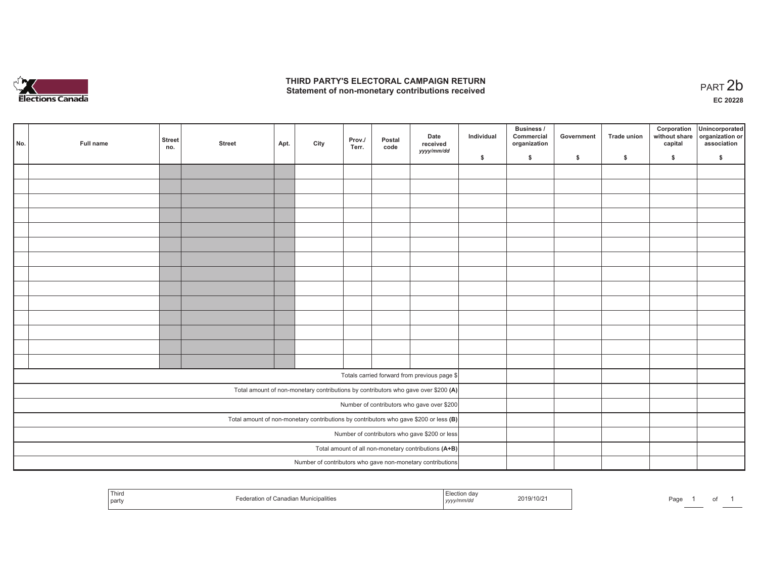# THIRD PARTY'S ELECTORAL CAMPAIGN RETURN
## Statement of non-monetary contributions received

PART 2b

EC 20228

| No. | Full name | Street no. | Street | Apt. | City | Prov./ Terr. | Postal code | Date received yyyy/mm/dd | Individual $ | Business / Commercial organization $ | Government $ | Trade union $ | Corporation without share capital $ | Unincorporated organization or association $ |
|---|---|---|---|---|---|---|---|---|---|---|---|---|---|---|
| | | | | | | | | | | | | | | |
| | | | | | | | | | | | | | | |
| | | | | | | | | | | | | | | |
| | | | | | | | | | | | | | | |
| | | | | | | | | | | | | | | |
| | | | | | | | | | | | | | | |
| | | | | | | | | | | | | | | |
| | | | | | | | | | | | | | | |
| | | | | | | | | | | | | | | |
| | | | | | | | | | | | | | | |
| | | | | | | | | | | | | | | |
| | | | | | | | | | | | | | | |
| | | | | | | | | | | | | | | |
| | | | | | | | | | | | | | | |
| Totals carried forward from previous page $ | | | | | | | | | | | | | | |
| Total amount of non-monetary contributions by contributors who gave over $200 **(A)** | | | | | | | | | | | | | | |
| Number of contributors who gave over $200 | | | | | | | | | | | | | | |
| Total amount of non-monetary contributions by contributors who gave $200 or less **(B)** | | | | | | | | | | | | | | |
| Number of contributors who gave $200 or less | | | | | | | | | | | | | | |
| Total amount of all non-monetary contributions **(A+B)** | | | | | | | | | | | | | | |
| Number of contributors who gave non-monetary contributions | | | | | | | | | | | | | | |

| Third party | Federation of Canadian Municipalities | Election day yyyy/mm/dd | 2019/10/21 |
|---|---|---|---|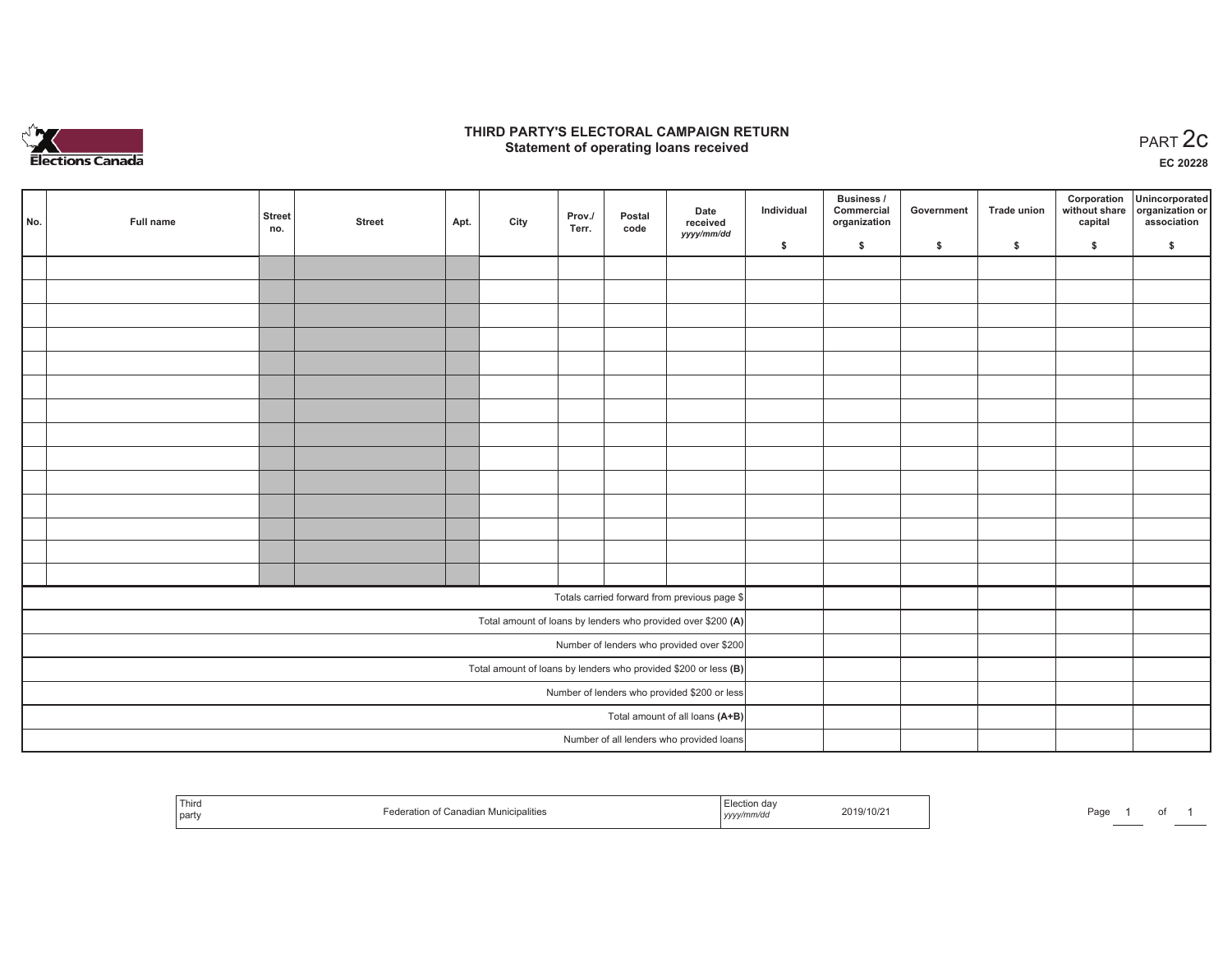# THIRD PARTY'S ELECTORAL CAMPAIGN RETURN
## Statement of operating loans received

PART 2c

EC 20228

| No. | Full name | Street no. | Street | Apt. | City | Prov./ Terr. | Postal code | Date received yyyy/mm/dd | Individual $ | Business / Commercial organization $ | Government $ | Trade union $ | Corporation without share capital $ | Unincorporated organization or association $ |
|---|---|---|---|---|---|---|---|---|---|---|---|---|---|---|
| | | | | | | | | | | | | | | |
| | | | | | | | | | | | | | | |
| | | | | | | | | | | | | | | |
| | | | | | | | | | | | | | | |
| | | | | | | | | | | | | | | |
| | | | | | | | | | | | | | | |
| | | | | | | | | | | | | | | |
| | | | | | | | | | | | | | | |
| | | | | | | | | | | | | | | |
| | | | | | | | | | | | | | | |
| | | | | | | | | | | | | | | |
| | | | | | | | | | | | | | | |
| | | | | | | | | | | | | | | |
| | | | | | | | | | | | | | | |
| Totals carried forward from previous page $ | | | | | | | | | | | | | | |
| Total amount of loans by lenders who provided over $200 **(A)** | | | | | | | | | | | | | | |
| Number of lenders who provided over $200 | | | | | | | | | | | | | | |
| Total amount of loans by lenders who provided $200 or less **(B)** | | | | | | | | | | | | | | |
| Number of lenders who provided $200 or less | | | | | | | | | | | | | | |
| Total amount of all loans **(A+B)** | | | | | | | | | | | | | | |
| Number of all lenders who provided loans | | | | | | | | | | | | | | |

| Third party | Federation of Canadian Municipalities | Election day yyyy/mm/dd | 2019/10/21 |
|---|---|---|---|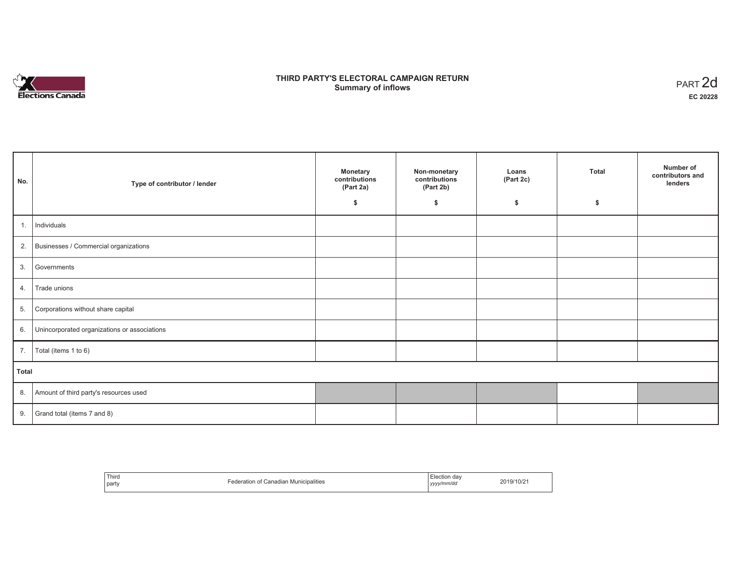Elections Canada

# THIRD PARTY'S ELECTORAL CAMPAIGN RETURN
## Summary of inflows

PART 2d
**EC 20228**

| No. | Type of contributor / lender | Monetary contributions (Part 2a) $ | Non-monetary contributions (Part 2b) $ | Loans (Part 2c) $ | Total $ | Number of contributors and lenders |
|---|---|---|---|---|---|---|
| 1. | Individuals | | | | | |
| 2. | Businesses / Commercial organizations | | | | | |
| 3. | Governments | | | | | |
| 4. | Trade unions | | | | | |
| 5. | Corporations without share capital | | | | | |
| 6. | Unincorporated organizations or associations | | | | | |
| 7. | Total (items 1 to 6) | | | | | |
| **Total** | | | | | | |
| 8. | Amount of third party's resources used | | | | | |
| 9. | Grand total (items 7 and 8) | | | | | |

| Third party | Federation of Canadian Municipalities | Election day *yyyy/mm/dd* | 2019/10/21 |
|---|---|---|---|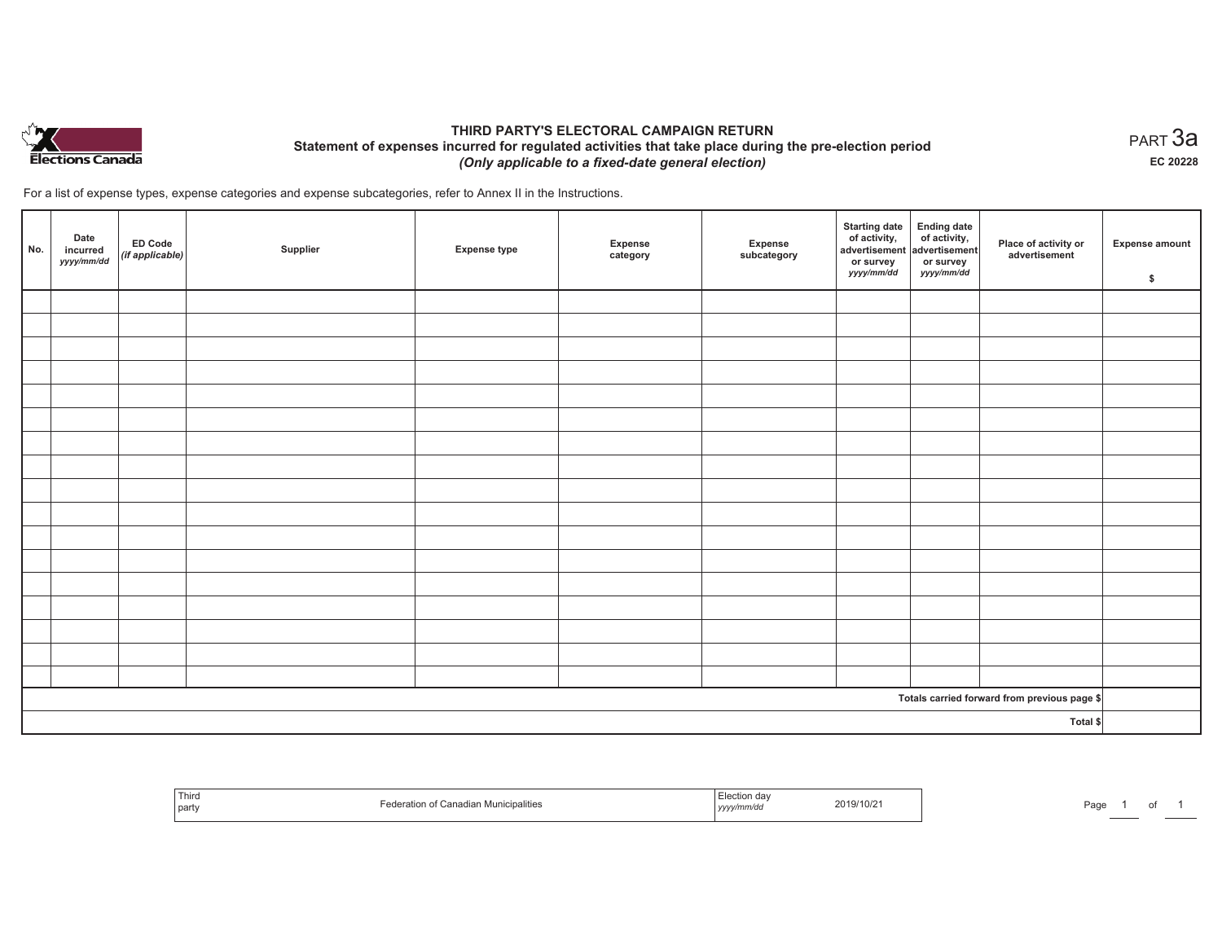# THIRD PARTY'S ELECTORAL CAMPAIGN RETURN

## Statement of expenses incurred for regulated activities that take place during the pre-election period

*(Only applicable to a fixed-date general election)*

PART 3a

**EC 20228**

For a list of expense types, expense categories and expense subcategories, refer to Annex II in the Instructions.

| No. | Date incurred *yyyy/mm/dd* | ED Code *(if applicable)* | Supplier | Expense type | Expense category | Expense subcategory | Starting date of activity, advertisement or survey *yyyy/mm/dd* | Ending date of activity, advertisement or survey *yyyy/mm/dd* | Place of activity or advertisement | Expense amount $ |
|---|---|---|---|---|---|---|---|---|---|---|
| | | | | | | | | | | |
| | | | | | | | | | | |
| | | | | | | | | | | |
| | | | | | | | | | | |
| | | | | | | | | | | |
| | | | | | | | | | | |
| | | | | | | | | | | |
| | | | | | | | | | | |
| | | | | | | | | | | |
| | | | | | | | | | | |
| | | | | | | | | | | |
| | | | | | | | | | | |
| | | | | | | | | | | |
| | | | | | | | | | | |
| | | | | | | | | | | |
| | | | | | | | | | | |
| | | | | | | | | | | |
| | | | | | | | | | Totals carried forward from previous page $ | |
| | | | | | | | | | Total $ | |

| Third party | Federation of Canadian Municipalities | Election day *yyyy/mm/dd* | 2019/10/21 |
|---|---|---|---|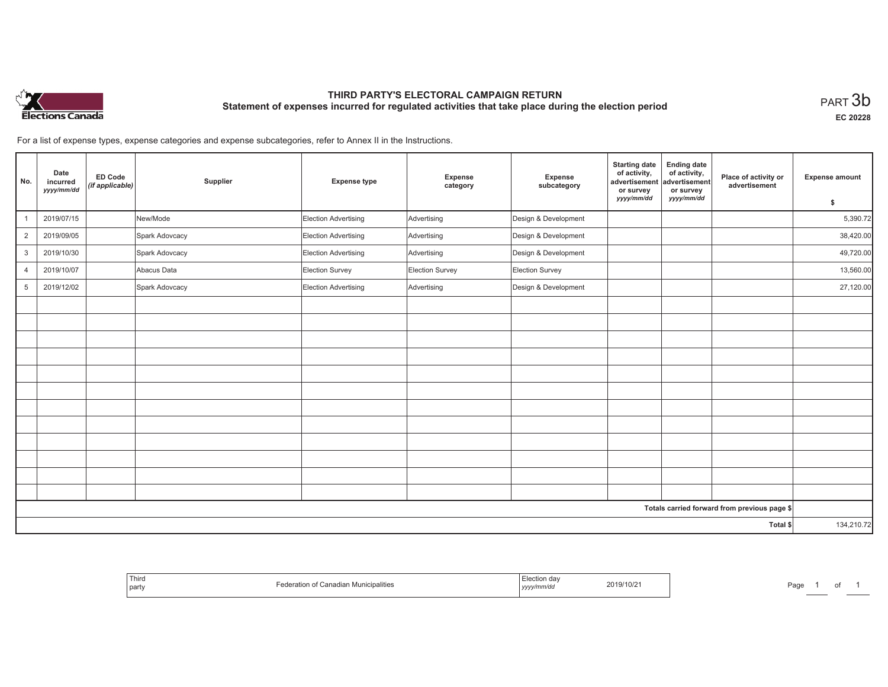# THIRD PARTY'S ELECTORAL CAMPAIGN RETURN

## Statement of expenses incurred for regulated activities that take place during the election period

PART 3b

EC 20228

For a list of expense types, expense categories and expense subcategories, refer to Annex II in the Instructions.

| No. | Date incurred *yyyy/mm/dd* | ED Code *(if applicable)* | Supplier | Expense type | Expense category | Expense subcategory | Starting date of activity, advertisement or survey *yyyy/mm/dd* | Ending date of activity, advertisement or survey *yyyy/mm/dd* | Place of activity or advertisement | Expense amount $ |
|---|---|---|---|---|---|---|---|---|---|---|
| 1 | 2019/07/15 | | New/Mode | Election Advertising | Advertising | Design & Development | | | | 5,390.72 |
| 2 | 2019/09/05 | | Spark Adovcacy | Election Advertising | Advertising | Design & Development | | | | 38,420.00 |
| 3 | 2019/10/30 | | Spark Adovcacy | Election Advertising | Advertising | Design & Development | | | | 49,720.00 |
| 4 | 2019/10/07 | | Abacus Data | Election Survey | Election Survey | Election Survey | | | | 13,560.00 |
| 5 | 2019/12/02 | | Spark Adovcacy | Election Advertising | Advertising | Design & Development | | | | 27,120.00 |
| | | | | | | | | | Totals carried forward from previous page $ | |
| | | | | | | | | | Total $ | 134,210.72 |

| Third party | Federation of Canadian Municipalities | Election day *yyyy/mm/dd* | 2019/10/21 |
|---|---|---|---|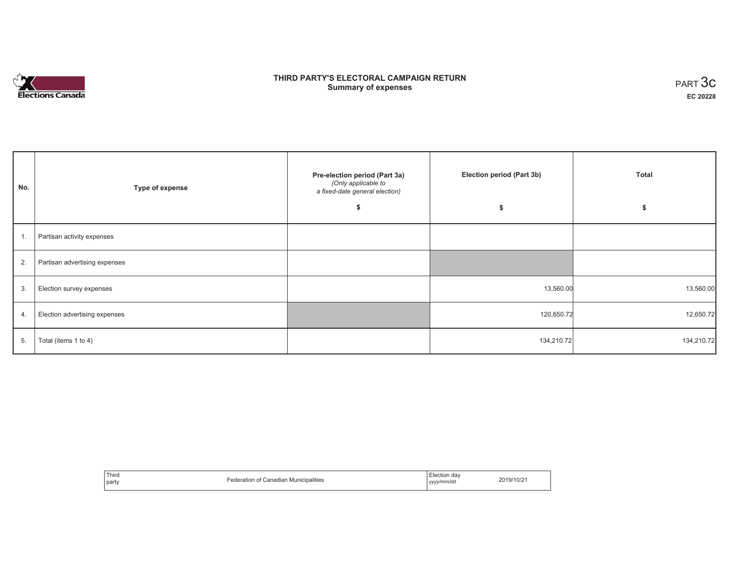# THIRD PARTY'S ELECTORAL CAMPAIGN RETURN
## Summary of expenses

PART 3c

**EC 20228**

| No. | Type of expense | Pre-election period (Part 3a) *(Only applicable to a fixed-date general election)* $ | Election period (Part 3b) $ | Total $ |
|---|---|---|---|---|
| 1. | Partisan activity expenses | | | |
| 2. | Partisan advertising expenses | | | |
| 3. | Election survey expenses | | 13,560.00 | 13,560.00 |
| 4. | Election advertising expenses | | 120,650.72 | 12,650.72 |
| 5. | Total (items 1 to 4) | | 134,210.72 | 134,210.72 |

| Third party | Federation of Canadian Municipalities | Election day *yyyy/mm/dd* | 2019/10/21 |
|---|---|---|---|